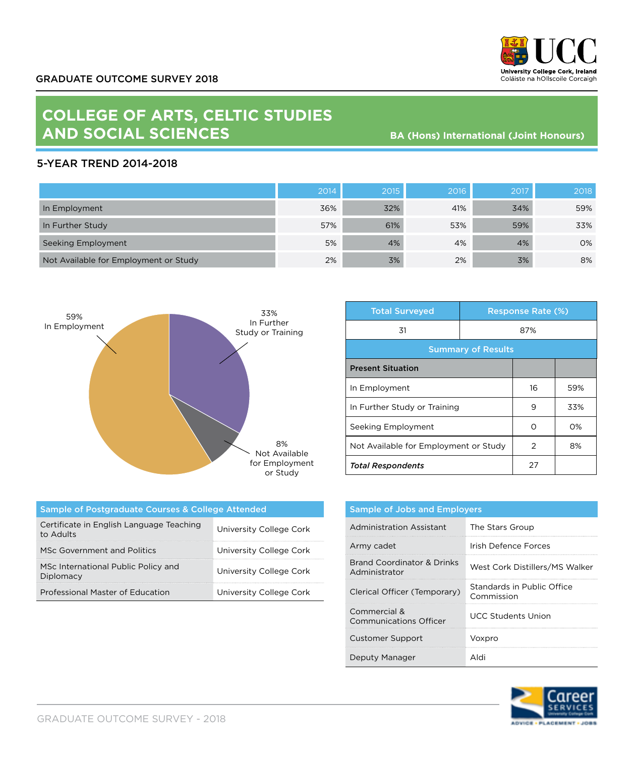GRADUATE OUTCOME SURVEY 2018

# COLLEGE OF ARTS, CELTIC STUDIES AND SOCIAL SCIENCES

**BA (Hons) International (Joint Honours)**

## 5-YEAR TREND 2014-2018

| | 2014 | 2015 | 2016 | 2017 | 2018 |
|---|---|---|---|---|---|
| In Employment | 36% | 32% | 41% | 34% | 59% |
| In Further Study | 57% | 61% | 53% | 59% | 33% |
| Seeking Employment | 5% | 4% | 4% | 4% | 0% |
| Not Available for Employment or Study | 2% | 3% | 2% | 3% | 8% |

59% In Employment

33% In Further Study or Training

8% Not Available for Employment or Study

| Total Surveyed | Response Rate (%) | |
|---|---|---|
| 31 | 87% | |
| **Summary of Results** | | |
| **Present Situation** | | |
| In Employment | 16 | 59% |
| In Further Study or Training | 9 | 33% |
| Seeking Employment | 0 | 0% |
| Not Available for Employment or Study | 2 | 8% |
| ***Total Respondents*** | 27 | |

| Sample of Postgraduate Courses & College Attended | |
|---|---|
| Certificate in English Language Teaching to Adults | University College Cork |
| MSc Government and Politics | University College Cork |
| MSc International Public Policy and Diplomacy | University College Cork |
| Professional Master of Education | University College Cork |

| Sample of Jobs and Employers | |
|---|---|
| Administration Assistant | The Stars Group |
| Army cadet | Irish Defence Forces |
| Brand Coordinator & Drinks Administrator | West Cork Distillers/MS Walker |
| Clerical Officer (Temporary) | Standards in Public Office Commission |
| Commercial & Communications Officer | UCC Students Union |
| Customer Support | Voxpro |
| Deputy Manager | Aldi |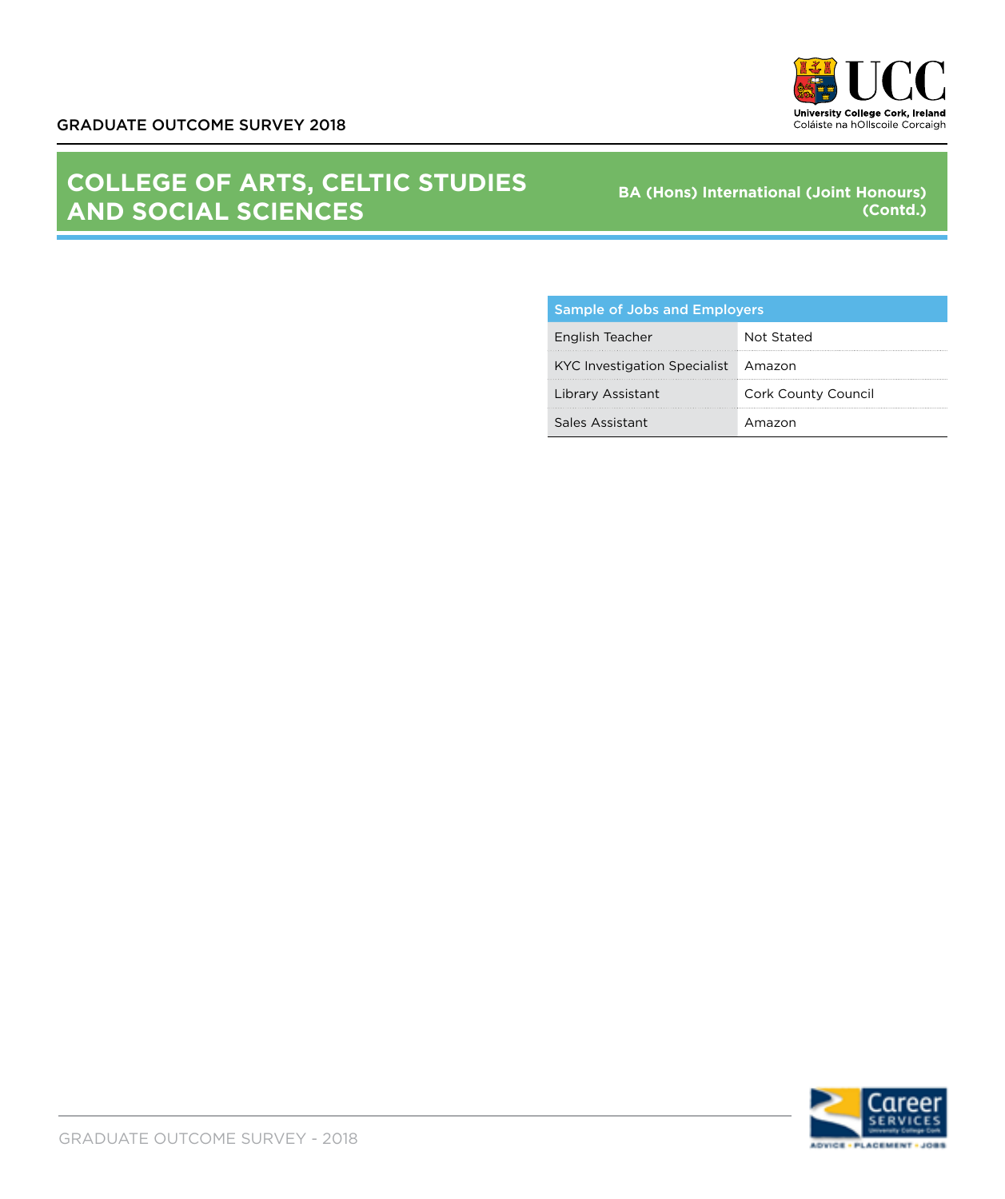# COLLEGE OF ARTS, CELTIC STUDIES AND SOCIAL SCIENCES

**BA (Hons) International (Joint Honours) (Contd.)**

| Sample of Jobs and Employers | |
|---|---|
| English Teacher | Not Stated |
| KYC Investigation Specialist | Amazon |
| Library Assistant | Cork County Council |
| Sales Assistant | Amazon |